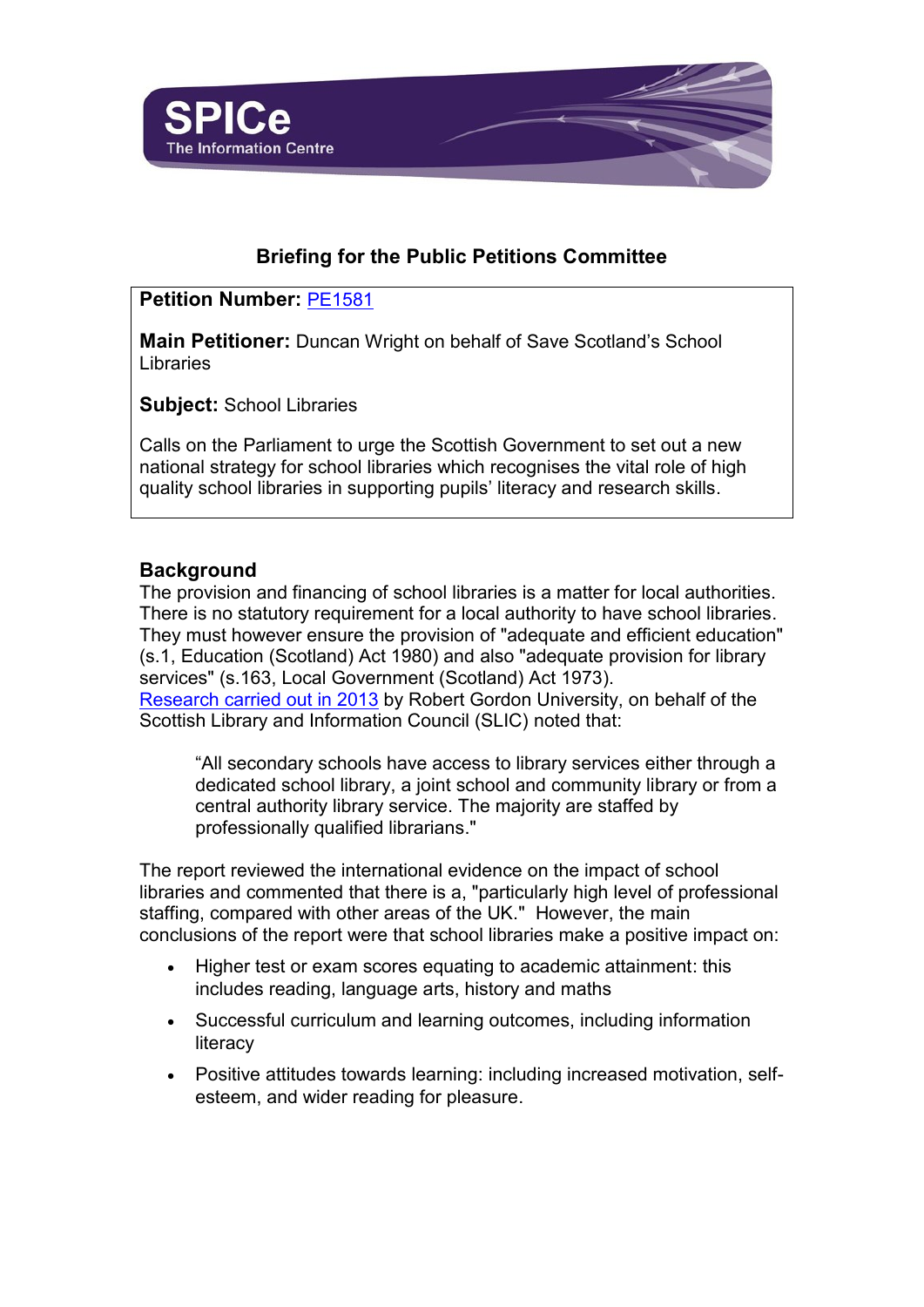SPICe
The Information Centre

## Briefing for the Public Petitions Committee

**Petition Number:** [PE1581]

**Main Petitioner:** Duncan Wright on behalf of Save Scotland's School Libraries

**Subject:** School Libraries

Calls on the Parliament to urge the Scottish Government to set out a new national strategy for school libraries which recognises the vital role of high quality school libraries in supporting pupils' literacy and research skills.

### Background

The provision and financing of school libraries is a matter for local authorities. There is no statutory requirement for a local authority to have school libraries. They must however ensure the provision of "adequate and efficient education" (s.1, Education (Scotland) Act 1980) and also "adequate provision for library services" (s.163, Local Government (Scotland) Act 1973). [Research carried out in 2013] by Robert Gordon University, on behalf of the Scottish Library and Information Council (SLIC) noted that:

> "All secondary schools have access to library services either through a dedicated school library, a joint school and community library or from a central authority library service. The majority are staffed by professionally qualified librarians."

The report reviewed the international evidence on the impact of school libraries and commented that there is a, "particularly high level of professional staffing, compared with other areas of the UK." However, the main conclusions of the report were that school libraries make a positive impact on:

- Higher test or exam scores equating to academic attainment: this includes reading, language arts, history and maths
- Successful curriculum and learning outcomes, including information literacy
- Positive attitudes towards learning: including increased motivation, self-esteem, and wider reading for pleasure.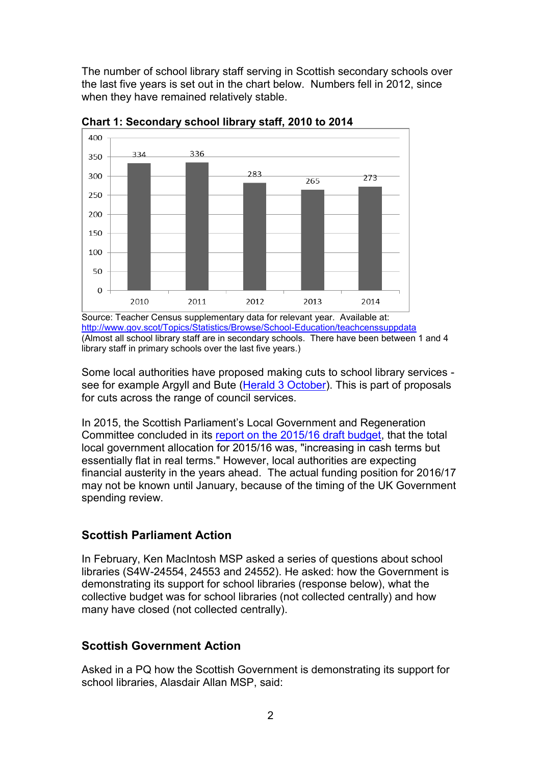The number of school library staff serving in Scottish secondary schools over the last five years is set out in the chart below. Numbers fell in 2012, since when they have remained relatively stable.

**Chart 1: Secondary school library staff, 2010 to 2014**

| Year | Library staff |
| --- | --- |
| 2010 | 334 |
| 2011 | 336 |
| 2012 | 283 |
| 2013 | 265 |
| 2014 | 273 |

Source: Teacher Census supplementary data for relevant year. Available at: [http://www.gov.scot/Topics/Statistics/Browse/School-Education/teachcenssuppdata](http://www.gov.scot/Topics/Statistics/Browse/School-Education/teachcenssuppdata)
(Almost all school library staff are in secondary schools. There have been between 1 and 4 library staff in primary schools over the last five years.)

Some local authorities have proposed making cuts to school library services - see for example Argyll and Bute (Herald 3 October). This is part of proposals for cuts across the range of council services.

In 2015, the Scottish Parliament's Local Government and Regeneration Committee concluded in its report on the 2015/16 draft budget, that the total local government allocation for 2015/16 was, "increasing in cash terms but essentially flat in real terms." However, local authorities are expecting financial austerity in the years ahead. The actual funding position for 2016/17 may not be known until January, because of the timing of the UK Government spending review.

## Scottish Parliament Action

In February, Ken MacIntosh MSP asked a series of questions about school libraries (S4W-24554, 24553 and 24552). He asked: how the Government is demonstrating its support for school libraries (response below), what the collective budget was for school libraries (not collected centrally) and how many have closed (not collected centrally).

## Scottish Government Action

Asked in a PQ how the Scottish Government is demonstrating its support for school libraries, Alasdair Allan MSP, said: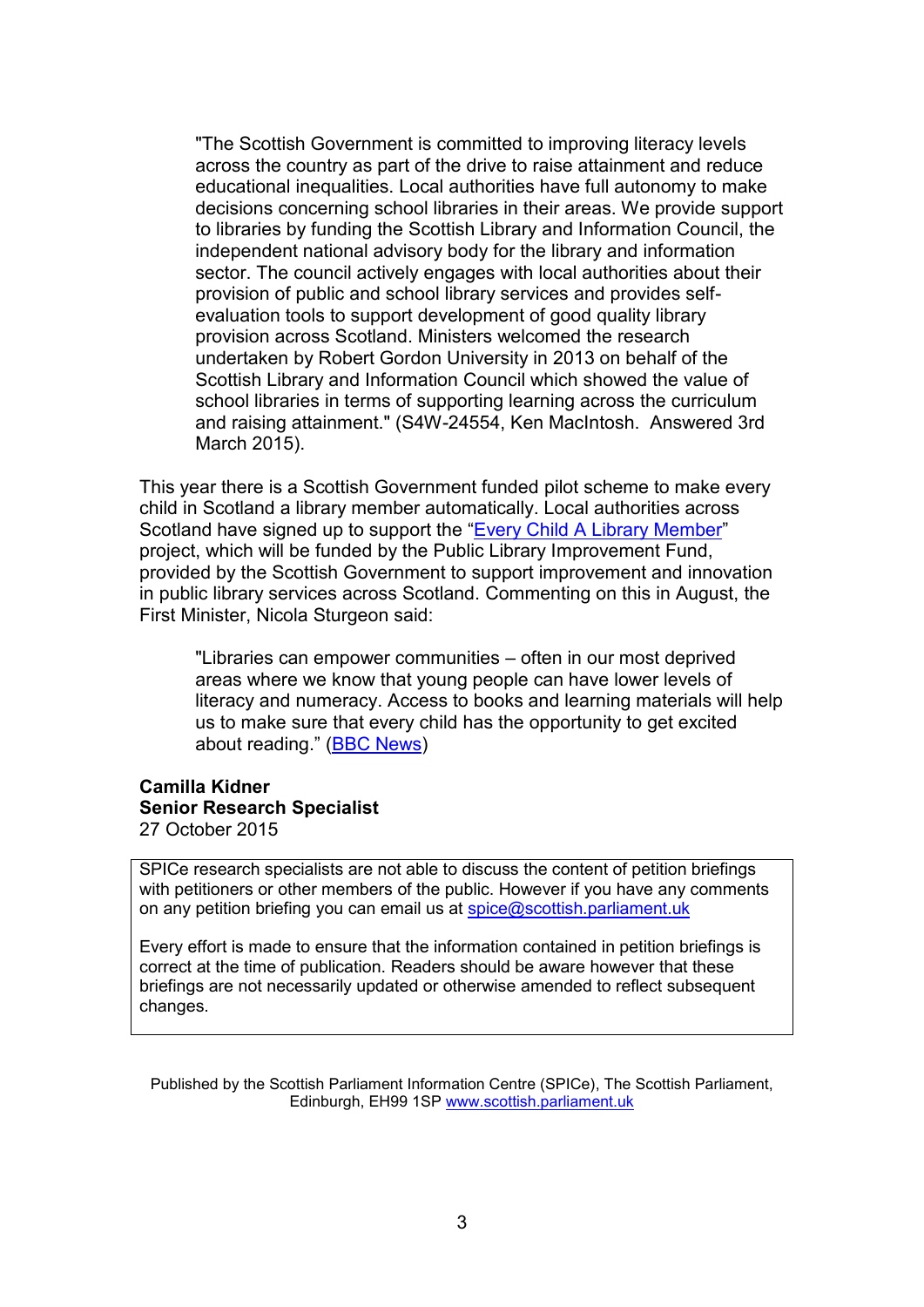> "The Scottish Government is committed to improving literacy levels across the country as part of the drive to raise attainment and reduce educational inequalities. Local authorities have full autonomy to make decisions concerning school libraries in their areas. We provide support to libraries by funding the Scottish Library and Information Council, the independent national advisory body for the library and information sector. The council actively engages with local authorities about their provision of public and school library services and provides self-evaluation tools to support development of good quality library provision across Scotland. Ministers welcomed the research undertaken by Robert Gordon University in 2013 on behalf of the Scottish Library and Information Council which showed the value of school libraries in terms of supporting learning across the curriculum and raising attainment." (S4W-24554, Ken MacIntosh. Answered 3rd March 2015).

This year there is a Scottish Government funded pilot scheme to make every child in Scotland a library member automatically. Local authorities across Scotland have signed up to support the "[Every Child A Library Member]" project, which will be funded by the Public Library Improvement Fund, provided by the Scottish Government to support improvement and innovation in public library services across Scotland. Commenting on this in August, the First Minister, Nicola Sturgeon said:

> "Libraries can empower communities – often in our most deprived areas where we know that young people can have lower levels of literacy and numeracy. Access to books and learning materials will help us to make sure that every child has the opportunity to get excited about reading." ([BBC News])

**Camilla Kidner**
**Senior Research Specialist**
27 October 2015

SPICe research specialists are not able to discuss the content of petition briefings with petitioners or other members of the public. However if you have any comments on any petition briefing you can email us at spice@scottish.parliament.uk

Every effort is made to ensure that the information contained in petition briefings is correct at the time of publication. Readers should be aware however that these briefings are not necessarily updated or otherwise amended to reflect subsequent changes.

Published by the Scottish Parliament Information Centre (SPICe), The Scottish Parliament, Edinburgh, EH99 1SP www.scottish.parliament.uk